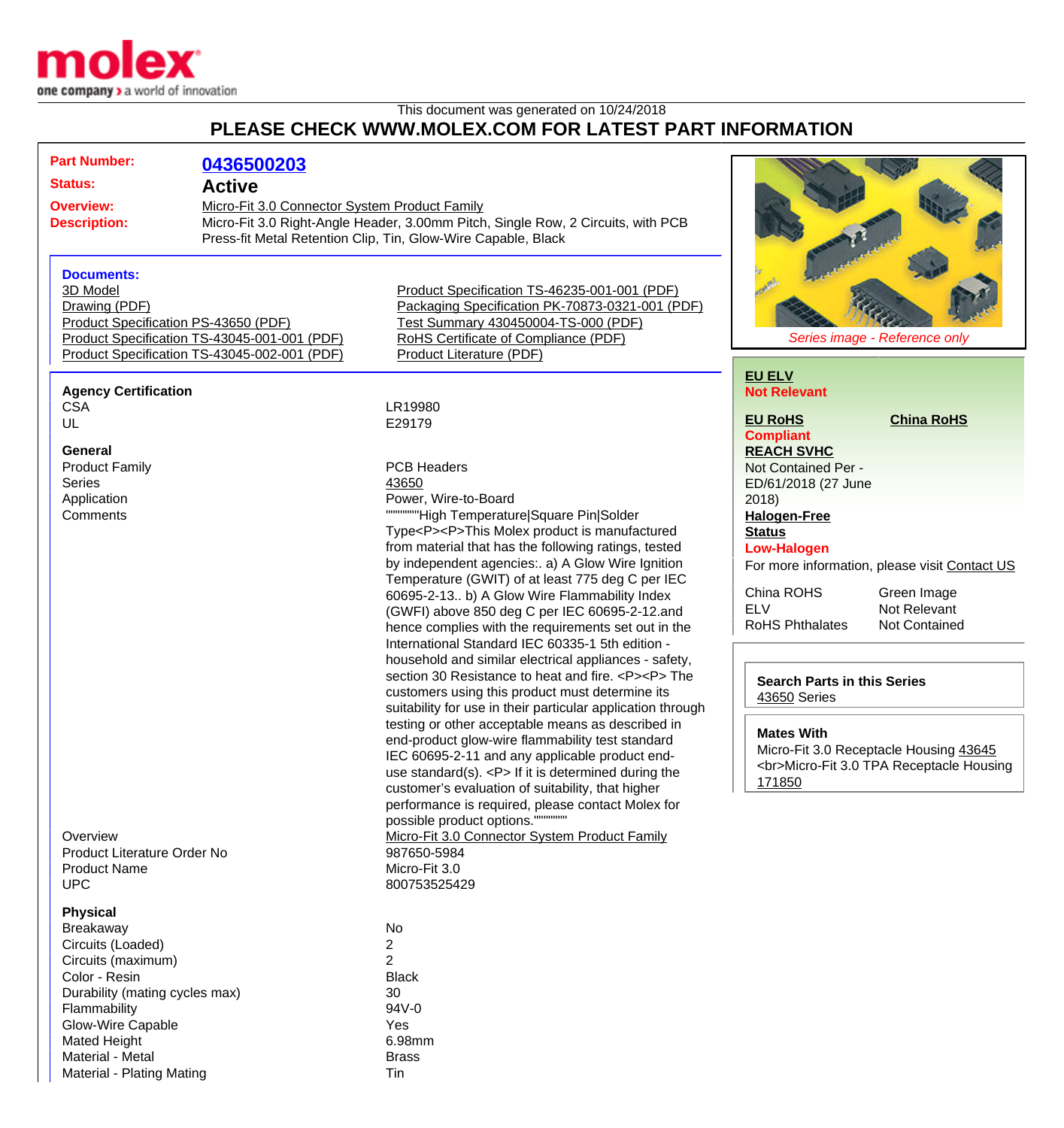molex
one company > a world of innovation

This document was generated on 10/24/2018

# PLEASE CHECK WWW.MOLEX.COM FOR LATEST PART INFORMATION

**Part Number:** 0436500203

**Status:** Active

**Overview:** Micro-Fit 3.0 Connector System Product Family

**Description:** Micro-Fit 3.0 Right-Angle Header, 3.00mm Pitch, Single Row, 2 Circuits, with PCB Press-fit Metal Retention Clip, Tin, Glow-Wire Capable, Black

**Documents:**

- 3D Model
- Drawing (PDF)
- Product Specification PS-43650 (PDF)
- Product Specification TS-43045-001-001 (PDF)
- Product Specification TS-43045-002-001 (PDF)
- Product Specification TS-46235-001-001 (PDF)
- Packaging Specification PK-70873-0321-001 (PDF)
- Test Summary 430450004-TS-000 (PDF)
- RoHS Certificate of Compliance (PDF)
- Product Literature (PDF)

*Series image - Reference only*

**EU ELV**
Not Relevant

**EU RoHS** — Compliant

**China RoHS**

**REACH SVHC**
Not Contained Per - ED/61/2018 (27 June 2018)

**Halogen-Free Status**
Low-Halogen

For more information, please visit Contact US

| | |
|---|---|
| China ROHS | Green Image |
| ELV | Not Relevant |
| RoHS Phthalates | Not Contained |

**Search Parts in this Series**
43650 Series

**Mates With**
Micro-Fit 3.0 Receptacle Housing 43645 <br>Micro-Fit 3.0 TPA Receptacle Housing 171850

### Agency Certification

| | |
|---|---|
| CSA | LR19980 |
| UL | E29179 |

### General

| | |
|---|---|
| Product Family | PCB Headers |
| Series | 43650 |
| Application | Power, Wire-to-Board |
| Comments | """""""""High Temperature\|Square Pin\|Solder Type<P><P>This Molex product is manufactured from material that has the following ratings, tested by independent agencies:. a) A Glow Wire Ignition Temperature (GWIT) of at least 775 deg C per IEC 60695-2-13.. b) A Glow Wire Flammability Index (GWFI) above 850 deg C per IEC 60695-2-12.and hence complies with the requirements set out in the International Standard IEC 60335-1 5th edition - household and similar electrical appliances - safety, section 30 Resistance to heat and fire. <P><P> The customers using this product must determine its suitability for use in their particular application through testing or other acceptable means as described in end-product glow-wire flammability test standard IEC 60695-2-11 and any applicable product end-use standard(s). <P> If it is determined during the customer's evaluation of suitability, that higher performance is required, please contact Molex for possible product options.""""""""" |
| Overview | Micro-Fit 3.0 Connector System Product Family |
| Product Literature Order No | 987650-5984 |
| Product Name | Micro-Fit 3.0 |
| UPC | 800753525429 |

### Physical

| | |
|---|---|
| Breakaway | No |
| Circuits (Loaded) | 2 |
| Circuits (maximum) | 2 |
| Color - Resin | Black |
| Durability (mating cycles max) | 30 |
| Flammability | 94V-0 |
| Glow-Wire Capable | Yes |
| Mated Height | 6.98mm |
| Material - Metal | Brass |
| Material - Plating Mating | Tin |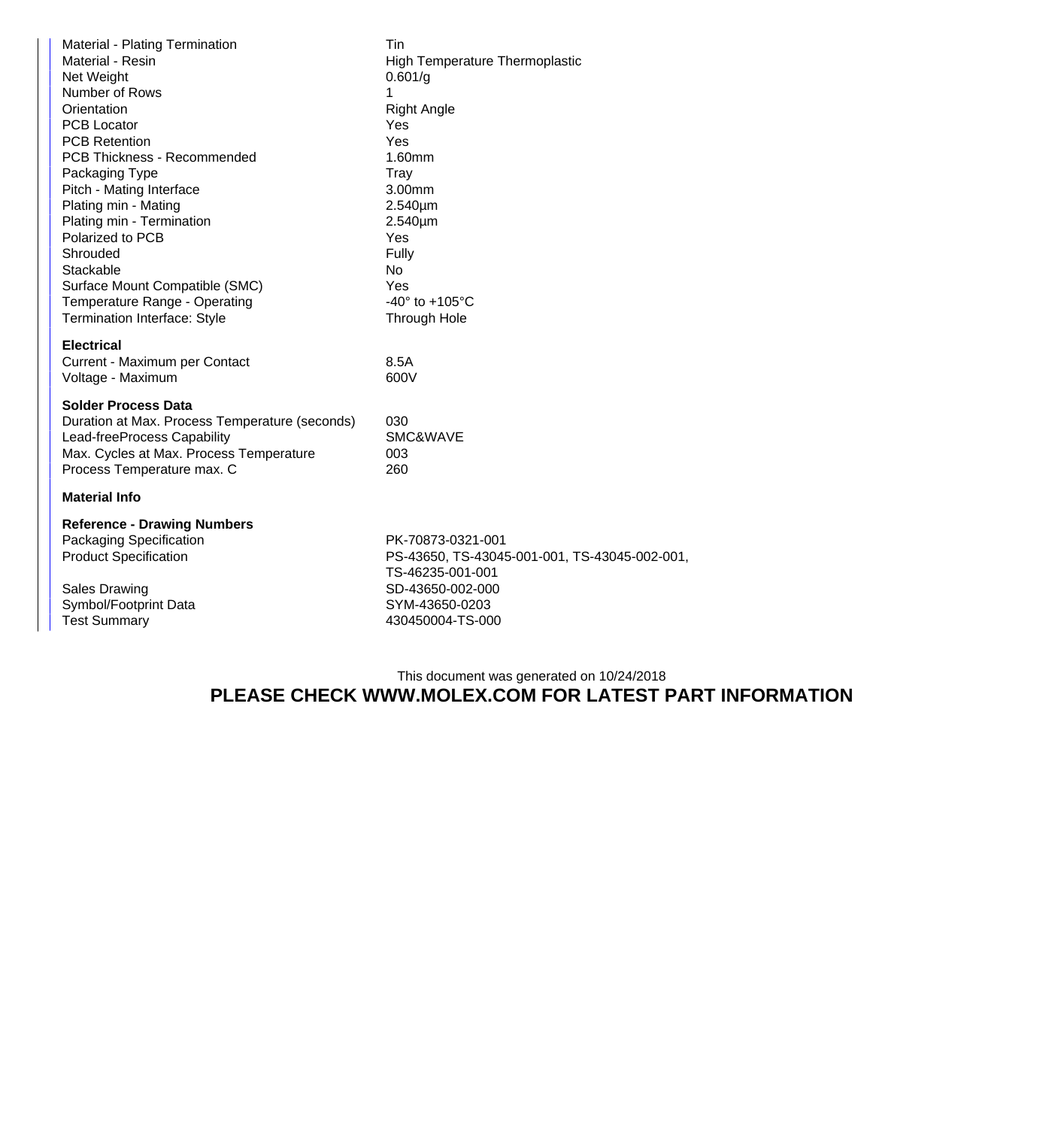| | |
|---|---|
| Material - Plating Termination | Tin |
| Material - Resin | High Temperature Thermoplastic |
| Net Weight | 0.601/g |
| Number of Rows | 1 |
| Orientation | Right Angle |
| PCB Locator | Yes |
| PCB Retention | Yes |
| PCB Thickness - Recommended | 1.60mm |
| Packaging Type | Tray |
| Pitch - Mating Interface | 3.00mm |
| Plating min - Mating | 2.540µm |
| Plating min - Termination | 2.540µm |
| Polarized to PCB | Yes |
| Shrouded | Fully |
| Stackable | No |
| Surface Mount Compatible (SMC) | Yes |
| Temperature Range - Operating | -40° to +105°C |
| Termination Interface: Style | Through Hole |

**Electrical**

| | |
|---|---|
| Current - Maximum per Contact | 8.5A |
| Voltage - Maximum | 600V |

**Solder Process Data**

| | |
|---|---|
| Duration at Max. Process Temperature (seconds) | 030 |
| Lead-freeProcess Capability | SMC&WAVE |
| Max. Cycles at Max. Process Temperature | 003 |
| Process Temperature max. C | 260 |

**Material Info**

**Reference - Drawing Numbers**

| | |
|---|---|
| Packaging Specification | PK-70873-0321-001 |
| Product Specification | PS-43650, TS-43045-001-001, TS-43045-002-001, TS-46235-001-001 |
| Sales Drawing | SD-43650-002-000 |
| Symbol/Footprint Data | SYM-43650-0203 |
| Test Summary | 430450004-TS-000 |

This document was generated on 10/24/2018

**PLEASE CHECK WWW.MOLEX.COM FOR LATEST PART INFORMATION**